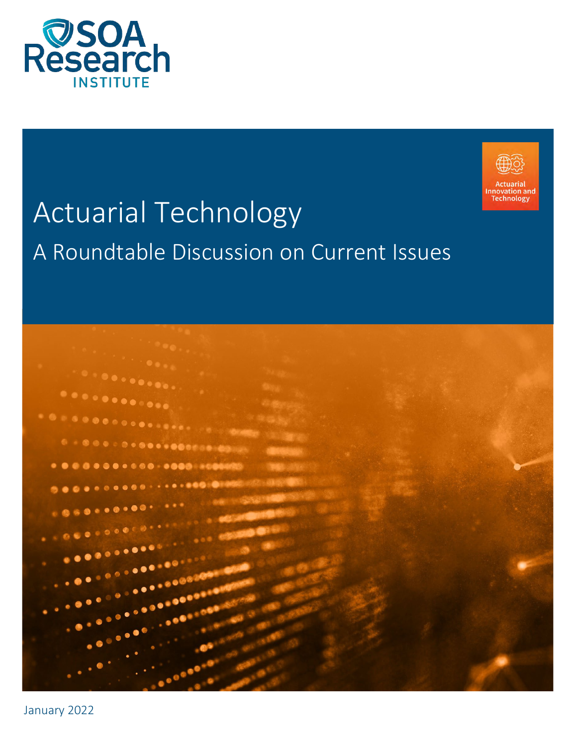SOA Research INSTITUTE

Actuarial Innovation and Technology

# Actuarial Technology

## A Roundtable Discussion on Current Issues

January 2022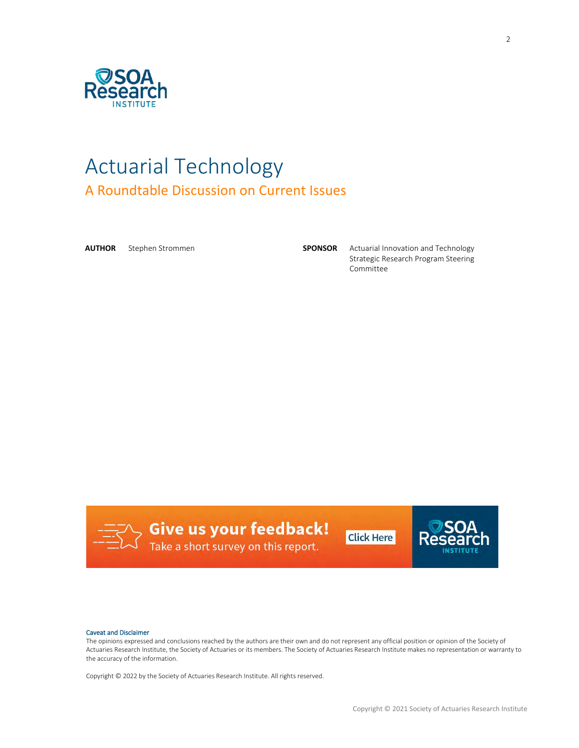# Actuarial Technology

## A Roundtable Discussion on Current Issues

**AUTHOR** Stephen Strommen

**SPONSOR** Actuarial Innovation and Technology Strategic Research Program Steering Committee

**Give us your feedback!**
Take a short survey on this report.
Click Here

Caveat and Disclaimer
The opinions expressed and conclusions reached by the authors are their own and do not represent any official position or opinion of the Society of Actuaries Research Institute, the Society of Actuaries or its members. The Society of Actuaries Research Institute makes no representation or warranty to the accuracy of the information.

Copyright © 2022 by the Society of Actuaries Research Institute. All rights reserved.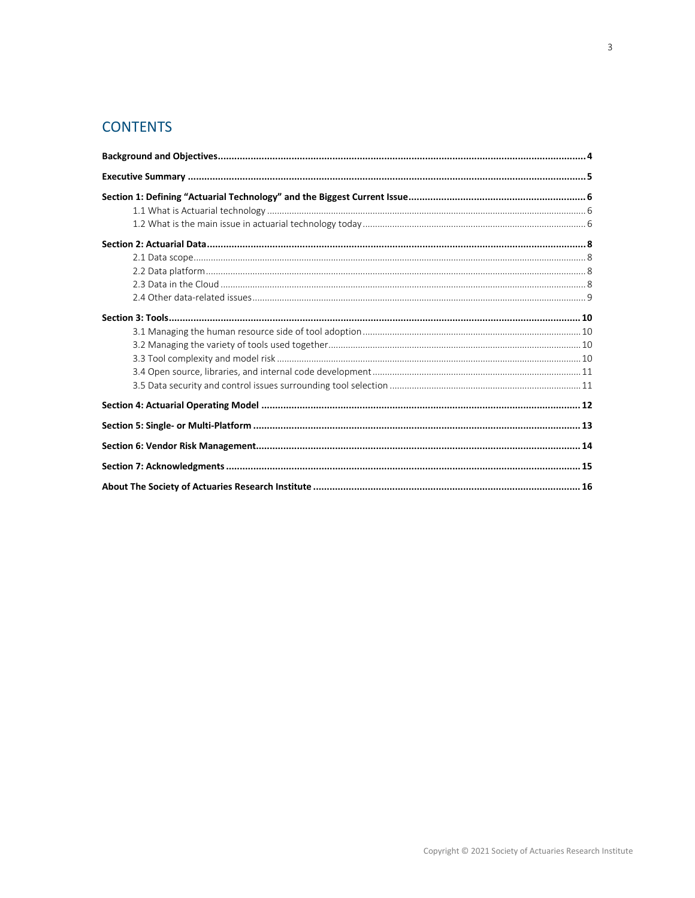## CONTENTS

**Background and Objectives** .................................................................... 4

**Executive Summary** .................................................................... 5

**Section 1: Defining "Actuarial Technology" and the Biggest Current Issue** .................................................................... 6
- 1.1 What is Actuarial technology .................................................................... 6
- 1.2 What is the main issue in actuarial technology today .................................................................... 6

**Section 2: Actuarial Data** .................................................................... 8
- 2.1 Data scope .................................................................... 8
- 2.2 Data platform .................................................................... 8
- 2.3 Data in the Cloud .................................................................... 8
- 2.4 Other data-related issues .................................................................... 9

**Section 3: Tools** .................................................................... 10
- 3.1 Managing the human resource side of tool adoption .................................................................... 10
- 3.2 Managing the variety of tools used together .................................................................... 10
- 3.3 Tool complexity and model risk .................................................................... 10
- 3.4 Open source, libraries, and internal code development .................................................................... 11
- 3.5 Data security and control issues surrounding tool selection .................................................................... 11

**Section 4: Actuarial Operating Model** .................................................................... 12

**Section 5: Single- or Multi-Platform** .................................................................... 13

**Section 6: Vendor Risk Management** .................................................................... 14

**Section 7: Acknowledgments** .................................................................... 15

**About The Society of Actuaries Research Institute** .................................................................... 16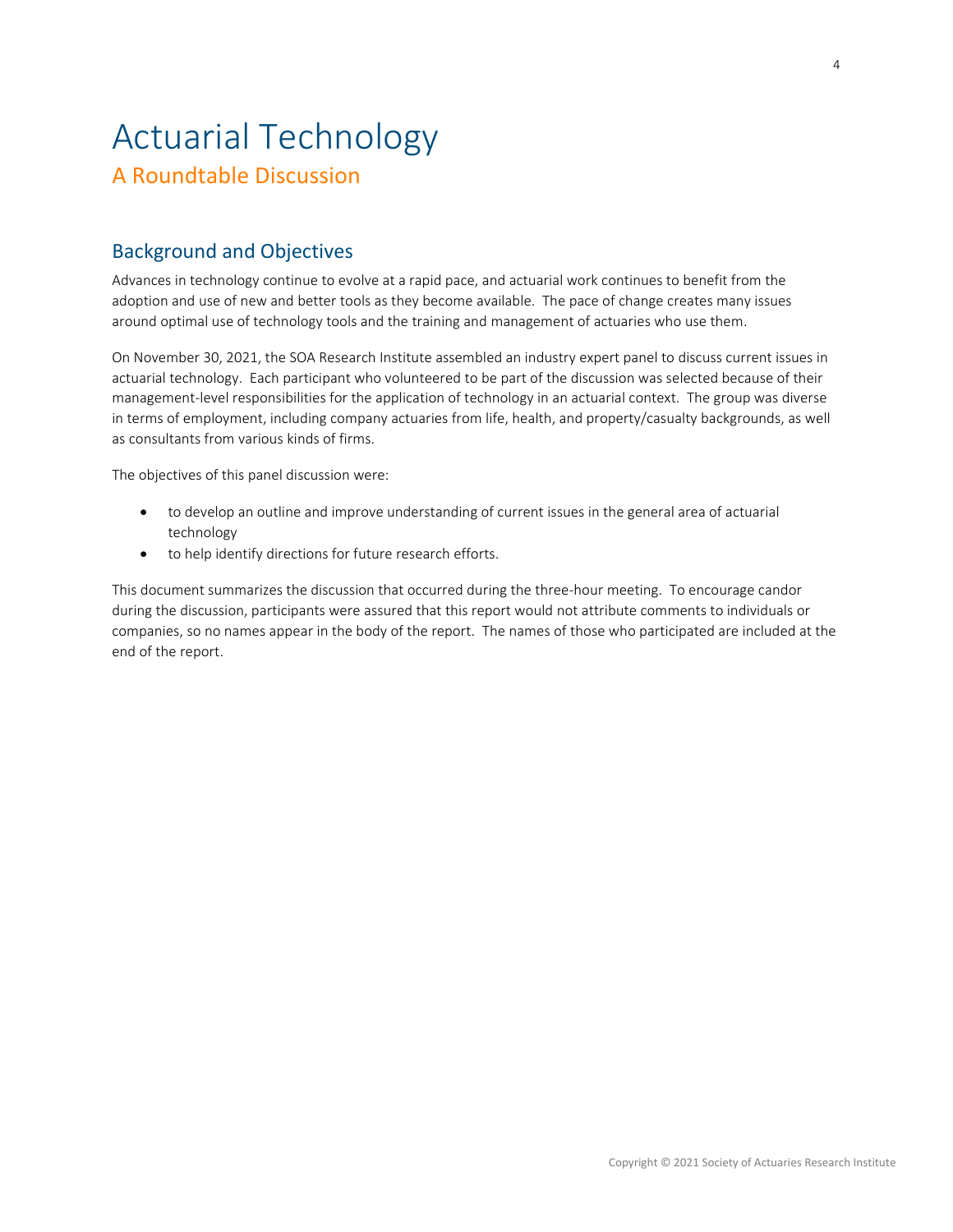# Actuarial Technology

## A Roundtable Discussion

## Background and Objectives

Advances in technology continue to evolve at a rapid pace, and actuarial work continues to benefit from the adoption and use of new and better tools as they become available. The pace of change creates many issues around optimal use of technology tools and the training and management of actuaries who use them.

On November 30, 2021, the SOA Research Institute assembled an industry expert panel to discuss current issues in actuarial technology. Each participant who volunteered to be part of the discussion was selected because of their management-level responsibilities for the application of technology in an actuarial context. The group was diverse in terms of employment, including company actuaries from life, health, and property/casualty backgrounds, as well as consultants from various kinds of firms.

The objectives of this panel discussion were:

- to develop an outline and improve understanding of current issues in the general area of actuarial technology
- to help identify directions for future research efforts.

This document summarizes the discussion that occurred during the three-hour meeting. To encourage candor during the discussion, participants were assured that this report would not attribute comments to individuals or companies, so no names appear in the body of the report. The names of those who participated are included at the end of the report.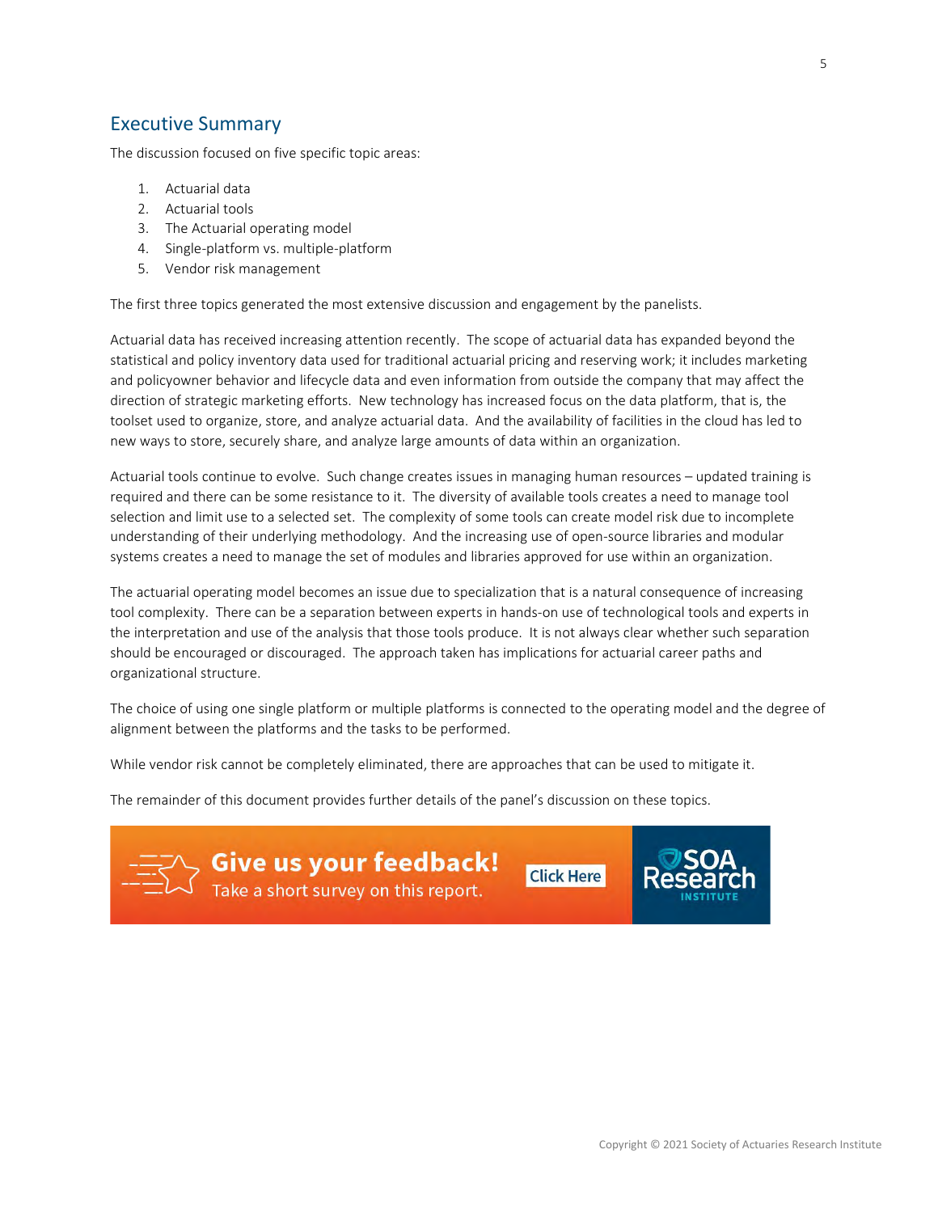## Executive Summary

The discussion focused on five specific topic areas:

1. Actuarial data
2. Actuarial tools
3. The Actuarial operating model
4. Single-platform vs. multiple-platform
5. Vendor risk management

The first three topics generated the most extensive discussion and engagement by the panelists.

Actuarial data has received increasing attention recently. The scope of actuarial data has expanded beyond the statistical and policy inventory data used for traditional actuarial pricing and reserving work; it includes marketing and policyowner behavior and lifecycle data and even information from outside the company that may affect the direction of strategic marketing efforts. New technology has increased focus on the data platform, that is, the toolset used to organize, store, and analyze actuarial data. And the availability of facilities in the cloud has led to new ways to store, securely share, and analyze large amounts of data within an organization.

Actuarial tools continue to evolve. Such change creates issues in managing human resources – updated training is required and there can be some resistance to it. The diversity of available tools creates a need to manage tool selection and limit use to a selected set. The complexity of some tools can create model risk due to incomplete understanding of their underlying methodology. And the increasing use of open-source libraries and modular systems creates a need to manage the set of modules and libraries approved for use within an organization.

The actuarial operating model becomes an issue due to specialization that is a natural consequence of increasing tool complexity. There can be a separation between experts in hands-on use of technological tools and experts in the interpretation and use of the analysis that those tools produce. It is not always clear whether such separation should be encouraged or discouraged. The approach taken has implications for actuarial career paths and organizational structure.

The choice of using one single platform or multiple platforms is connected to the operating model and the degree of alignment between the platforms and the tasks to be performed.

While vendor risk cannot be completely eliminated, there are approaches that can be used to mitigate it.

The remainder of this document provides further details of the panel's discussion on these topics.

**Give us your feedback!** Take a short survey on this report. Click Here

SOA Research INSTITUTE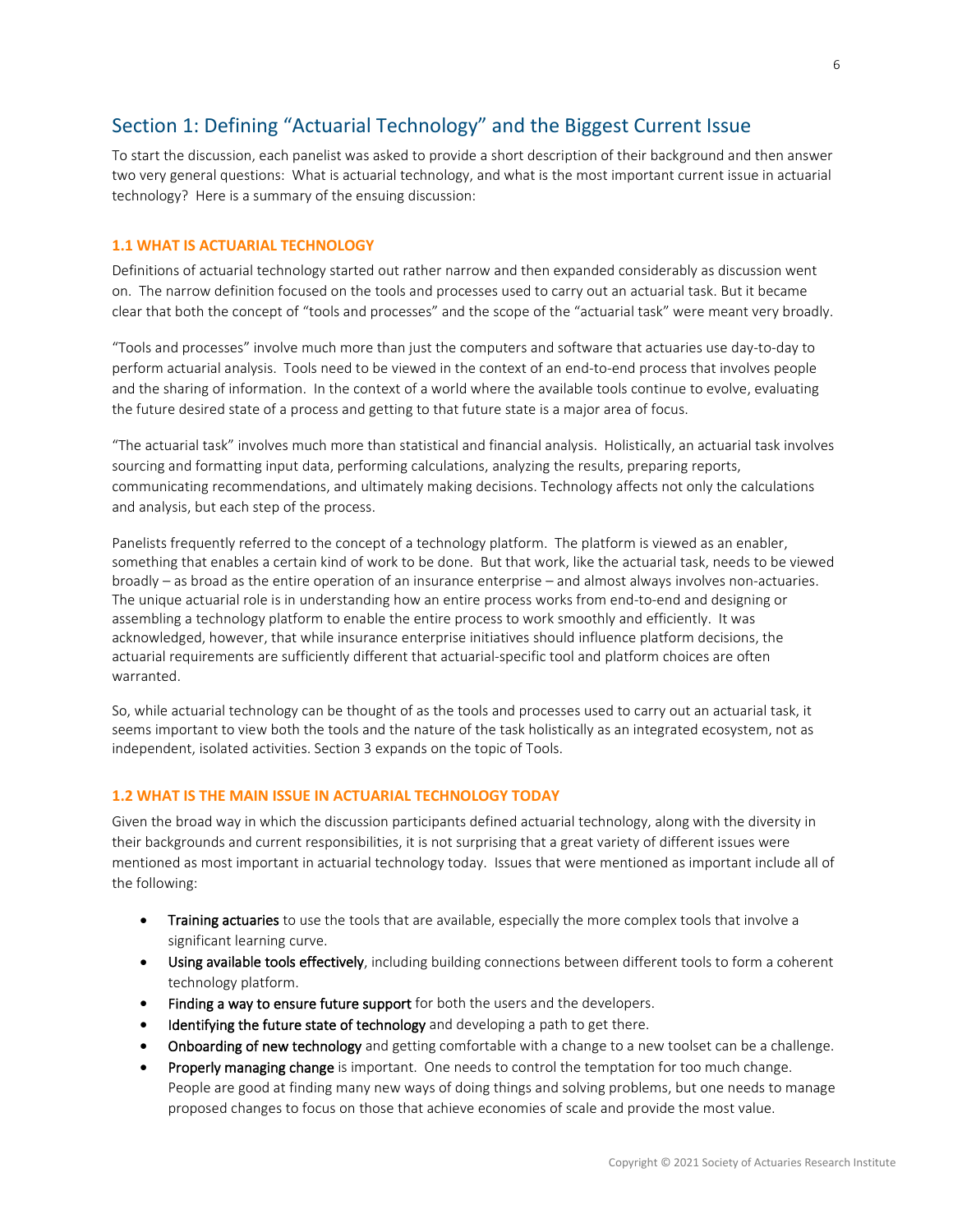## Section 1: Defining "Actuarial Technology" and the Biggest Current Issue

To start the discussion, each panelist was asked to provide a short description of their background and then answer two very general questions: What is actuarial technology, and what is the most important current issue in actuarial technology? Here is a summary of the ensuing discussion:

### 1.1 WHAT IS ACTUARIAL TECHNOLOGY

Definitions of actuarial technology started out rather narrow and then expanded considerably as discussion went on. The narrow definition focused on the tools and processes used to carry out an actuarial task. But it became clear that both the concept of "tools and processes" and the scope of the "actuarial task" were meant very broadly.

"Tools and processes" involve much more than just the computers and software that actuaries use day-to-day to perform actuarial analysis. Tools need to be viewed in the context of an end-to-end process that involves people and the sharing of information. In the context of a world where the available tools continue to evolve, evaluating the future desired state of a process and getting to that future state is a major area of focus.

"The actuarial task" involves much more than statistical and financial analysis. Holistically, an actuarial task involves sourcing and formatting input data, performing calculations, analyzing the results, preparing reports, communicating recommendations, and ultimately making decisions. Technology affects not only the calculations and analysis, but each step of the process.

Panelists frequently referred to the concept of a technology platform. The platform is viewed as an enabler, something that enables a certain kind of work to be done. But that work, like the actuarial task, needs to be viewed broadly – as broad as the entire operation of an insurance enterprise – and almost always involves non-actuaries. The unique actuarial role is in understanding how an entire process works from end-to-end and designing or assembling a technology platform to enable the entire process to work smoothly and efficiently. It was acknowledged, however, that while insurance enterprise initiatives should influence platform decisions, the actuarial requirements are sufficiently different that actuarial-specific tool and platform choices are often warranted.

So, while actuarial technology can be thought of as the tools and processes used to carry out an actuarial task, it seems important to view both the tools and the nature of the task holistically as an integrated ecosystem, not as independent, isolated activities. Section 3 expands on the topic of Tools.

### 1.2 WHAT IS THE MAIN ISSUE IN ACTUARIAL TECHNOLOGY TODAY

Given the broad way in which the discussion participants defined actuarial technology, along with the diversity in their backgrounds and current responsibilities, it is not surprising that a great variety of different issues were mentioned as most important in actuarial technology today. Issues that were mentioned as important include all of the following:

- Training actuaries to use the tools that are available, especially the more complex tools that involve a significant learning curve.
- Using available tools effectively, including building connections between different tools to form a coherent technology platform.
- Finding a way to ensure future support for both the users and the developers.
- Identifying the future state of technology and developing a path to get there.
- Onboarding of new technology and getting comfortable with a change to a new toolset can be a challenge.
- Properly managing change is important. One needs to control the temptation for too much change. People are good at finding many new ways of doing things and solving problems, but one needs to manage proposed changes to focus on those that achieve economies of scale and provide the most value.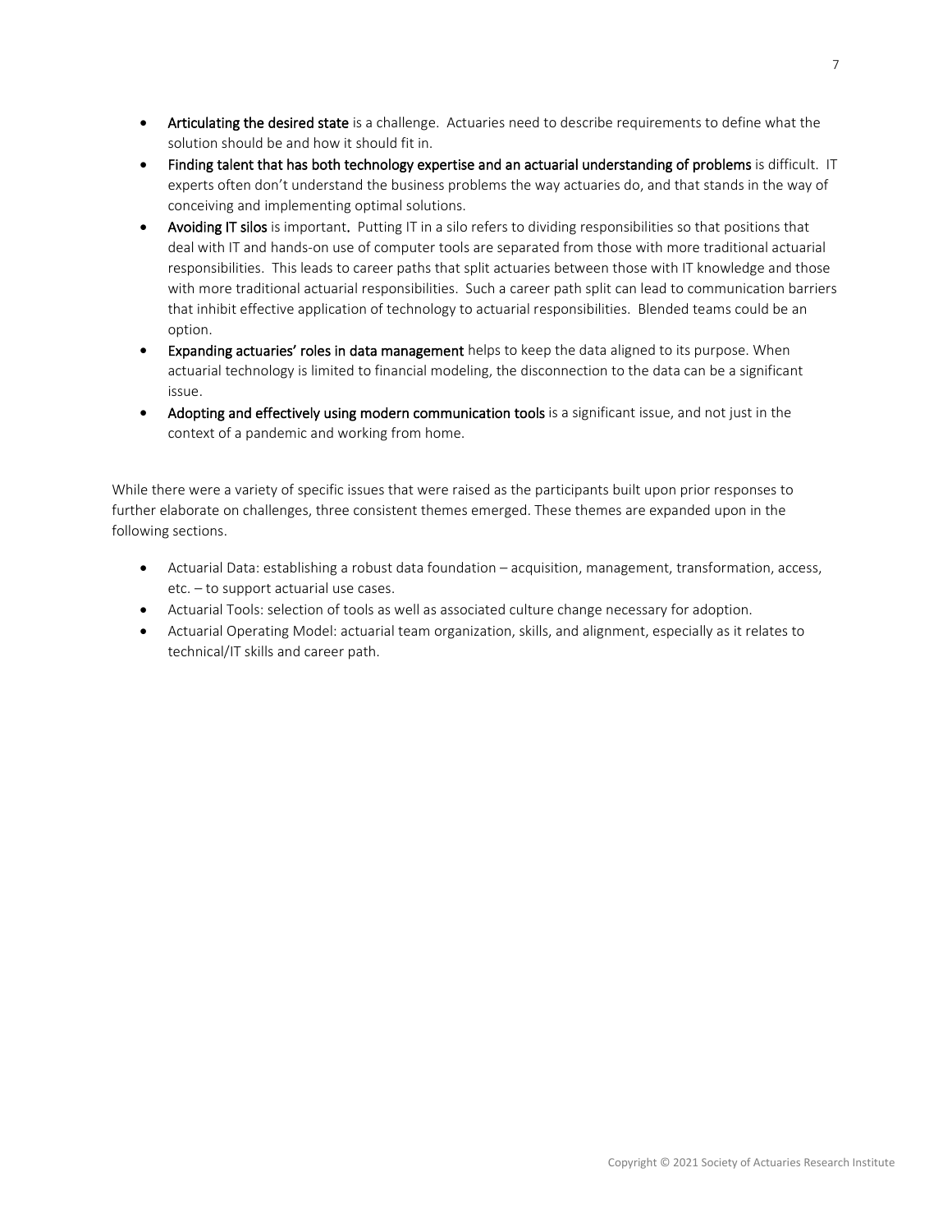- **Articulating the desired state** is a challenge. Actuaries need to describe requirements to define what the solution should be and how it should fit in.
- **Finding talent that has both technology expertise and an actuarial understanding of problems** is difficult. IT experts often don't understand the business problems the way actuaries do, and that stands in the way of conceiving and implementing optimal solutions.
- **Avoiding IT silos** is important**.** Putting IT in a silo refers to dividing responsibilities so that positions that deal with IT and hands-on use of computer tools are separated from those with more traditional actuarial responsibilities. This leads to career paths that split actuaries between those with IT knowledge and those with more traditional actuarial responsibilities. Such a career path split can lead to communication barriers that inhibit effective application of technology to actuarial responsibilities. Blended teams could be an option.
- **Expanding actuaries' roles in data management** helps to keep the data aligned to its purpose. When actuarial technology is limited to financial modeling, the disconnection to the data can be a significant issue.
- **Adopting and effectively using modern communication tools** is a significant issue, and not just in the context of a pandemic and working from home.

While there were a variety of specific issues that were raised as the participants built upon prior responses to further elaborate on challenges, three consistent themes emerged. These themes are expanded upon in the following sections.

- Actuarial Data: establishing a robust data foundation – acquisition, management, transformation, access, etc. – to support actuarial use cases.
- Actuarial Tools: selection of tools as well as associated culture change necessary for adoption.
- Actuarial Operating Model: actuarial team organization, skills, and alignment, especially as it relates to technical/IT skills and career path.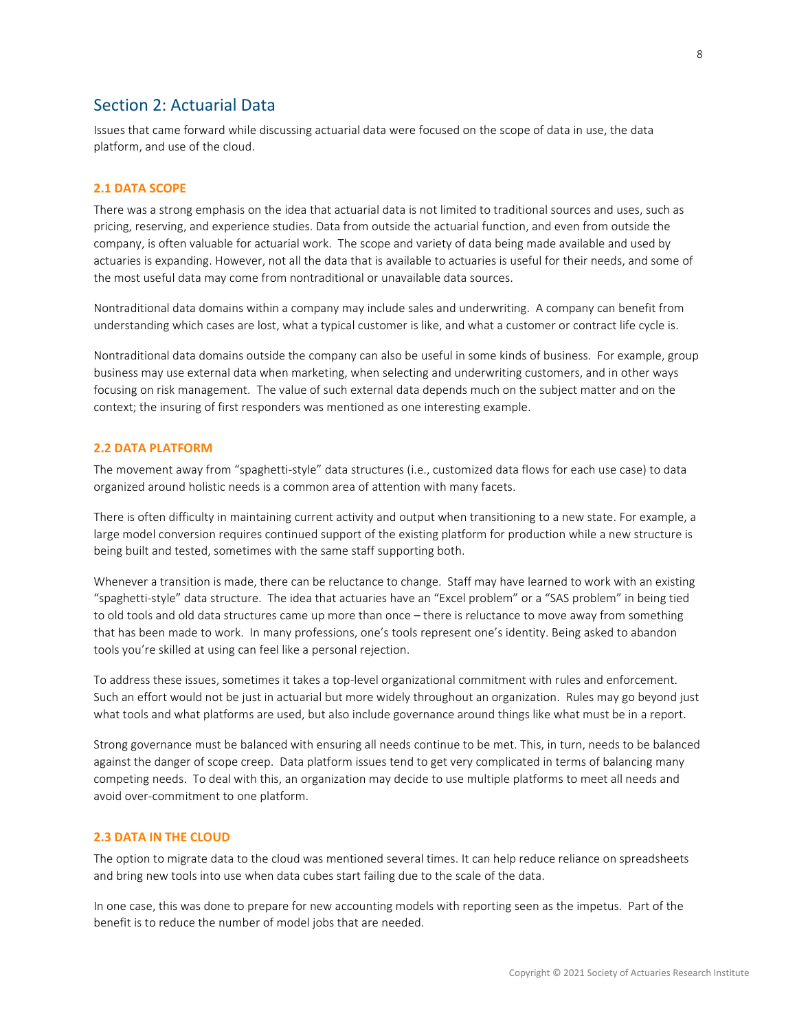## Section 2: Actuarial Data

Issues that came forward while discussing actuarial data were focused on the scope of data in use, the data platform, and use of the cloud.

### 2.1 DATA SCOPE

There was a strong emphasis on the idea that actuarial data is not limited to traditional sources and uses, such as pricing, reserving, and experience studies. Data from outside the actuarial function, and even from outside the company, is often valuable for actuarial work. The scope and variety of data being made available and used by actuaries is expanding. However, not all the data that is available to actuaries is useful for their needs, and some of the most useful data may come from nontraditional or unavailable data sources.

Nontraditional data domains within a company may include sales and underwriting. A company can benefit from understanding which cases are lost, what a typical customer is like, and what a customer or contract life cycle is.

Nontraditional data domains outside the company can also be useful in some kinds of business. For example, group business may use external data when marketing, when selecting and underwriting customers, and in other ways focusing on risk management. The value of such external data depends much on the subject matter and on the context; the insuring of first responders was mentioned as one interesting example.

### 2.2 DATA PLATFORM

The movement away from "spaghetti-style" data structures (i.e., customized data flows for each use case) to data organized around holistic needs is a common area of attention with many facets.

There is often difficulty in maintaining current activity and output when transitioning to a new state. For example, a large model conversion requires continued support of the existing platform for production while a new structure is being built and tested, sometimes with the same staff supporting both.

Whenever a transition is made, there can be reluctance to change. Staff may have learned to work with an existing "spaghetti-style" data structure. The idea that actuaries have an "Excel problem" or a "SAS problem" in being tied to old tools and old data structures came up more than once – there is reluctance to move away from something that has been made to work. In many professions, one's tools represent one's identity. Being asked to abandon tools you're skilled at using can feel like a personal rejection.

To address these issues, sometimes it takes a top-level organizational commitment with rules and enforcement. Such an effort would not be just in actuarial but more widely throughout an organization. Rules may go beyond just what tools and what platforms are used, but also include governance around things like what must be in a report.

Strong governance must be balanced with ensuring all needs continue to be met. This, in turn, needs to be balanced against the danger of scope creep. Data platform issues tend to get very complicated in terms of balancing many competing needs. To deal with this, an organization may decide to use multiple platforms to meet all needs and avoid over-commitment to one platform.

### 2.3 DATA IN THE CLOUD

The option to migrate data to the cloud was mentioned several times. It can help reduce reliance on spreadsheets and bring new tools into use when data cubes start failing due to the scale of the data.

In one case, this was done to prepare for new accounting models with reporting seen as the impetus. Part of the benefit is to reduce the number of model jobs that are needed.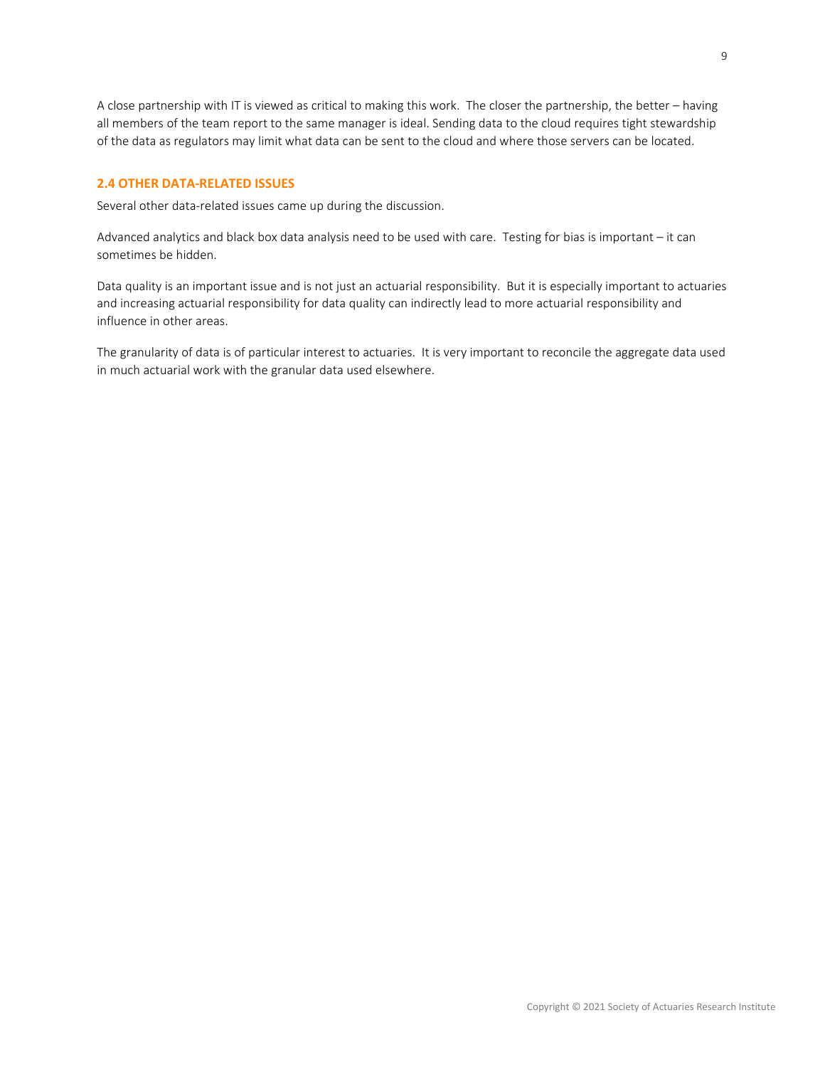A close partnership with IT is viewed as critical to making this work. The closer the partnership, the better – having all members of the team report to the same manager is ideal. Sending data to the cloud requires tight stewardship of the data as regulators may limit what data can be sent to the cloud and where those servers can be located.

### 2.4 OTHER DATA-RELATED ISSUES

Several other data-related issues came up during the discussion.

Advanced analytics and black box data analysis need to be used with care. Testing for bias is important – it can sometimes be hidden.

Data quality is an important issue and is not just an actuarial responsibility. But it is especially important to actuaries and increasing actuarial responsibility for data quality can indirectly lead to more actuarial responsibility and influence in other areas.

The granularity of data is of particular interest to actuaries. It is very important to reconcile the aggregate data used in much actuarial work with the granular data used elsewhere.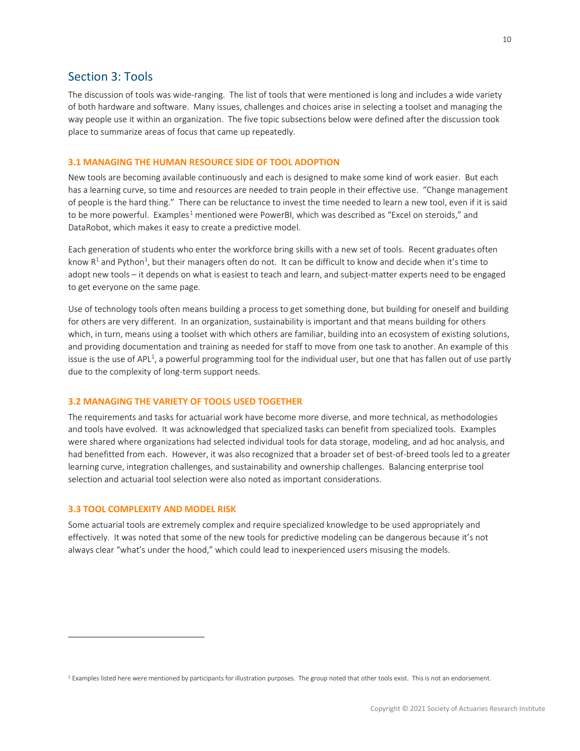## Section 3: Tools

The discussion of tools was wide-ranging. The list of tools that were mentioned is long and includes a wide variety of both hardware and software. Many issues, challenges and choices arise in selecting a toolset and managing the way people use it within an organization. The five topic subsections below were defined after the discussion took place to summarize areas of focus that came up repeatedly.

### 3.1 MANAGING THE HUMAN RESOURCE SIDE OF TOOL ADOPTION

New tools are becoming available continuously and each is designed to make some kind of work easier. But each has a learning curve, so time and resources are needed to train people in their effective use. "Change management of people is the hard thing." There can be reluctance to invest the time needed to learn a new tool, even if it is said to be more powerful. Examples[1] mentioned were PowerBI, which was described as "Excel on steroids," and DataRobot, which makes it easy to create a predictive model.

Each generation of students who enter the workforce bring skills with a new set of tools. Recent graduates often know R[1] and Python[1], but their managers often do not. It can be difficult to know and decide when it's time to adopt new tools – it depends on what is easiest to teach and learn, and subject-matter experts need to be engaged to get everyone on the same page.

Use of technology tools often means building a process to get something done, but building for oneself and building for others are very different. In an organization, sustainability is important and that means building for others which, in turn, means using a toolset with which others are familiar, building into an ecosystem of existing solutions, and providing documentation and training as needed for staff to move from one task to another. An example of this issue is the use of APL[1], a powerful programming tool for the individual user, but one that has fallen out of use partly due to the complexity of long-term support needs.

### 3.2 MANAGING THE VARIETY OF TOOLS USED TOGETHER

The requirements and tasks for actuarial work have become more diverse, and more technical, as methodologies and tools have evolved. It was acknowledged that specialized tasks can benefit from specialized tools. Examples were shared where organizations had selected individual tools for data storage, modeling, and ad hoc analysis, and had benefitted from each. However, it was also recognized that a broader set of best-of-breed tools led to a greater learning curve, integration challenges, and sustainability and ownership challenges. Balancing enterprise tool selection and actuarial tool selection were also noted as important considerations.

### 3.3 TOOL COMPLEXITY AND MODEL RISK

Some actuarial tools are extremely complex and require specialized knowledge to be used appropriately and effectively. It was noted that some of the new tools for predictive modeling can be dangerous because it's not always clear "what's under the hood," which could lead to inexperienced users misusing the models.

---

[1] Examples listed here were mentioned by participants for illustration purposes. The group noted that other tools exist. This is not an endorsement.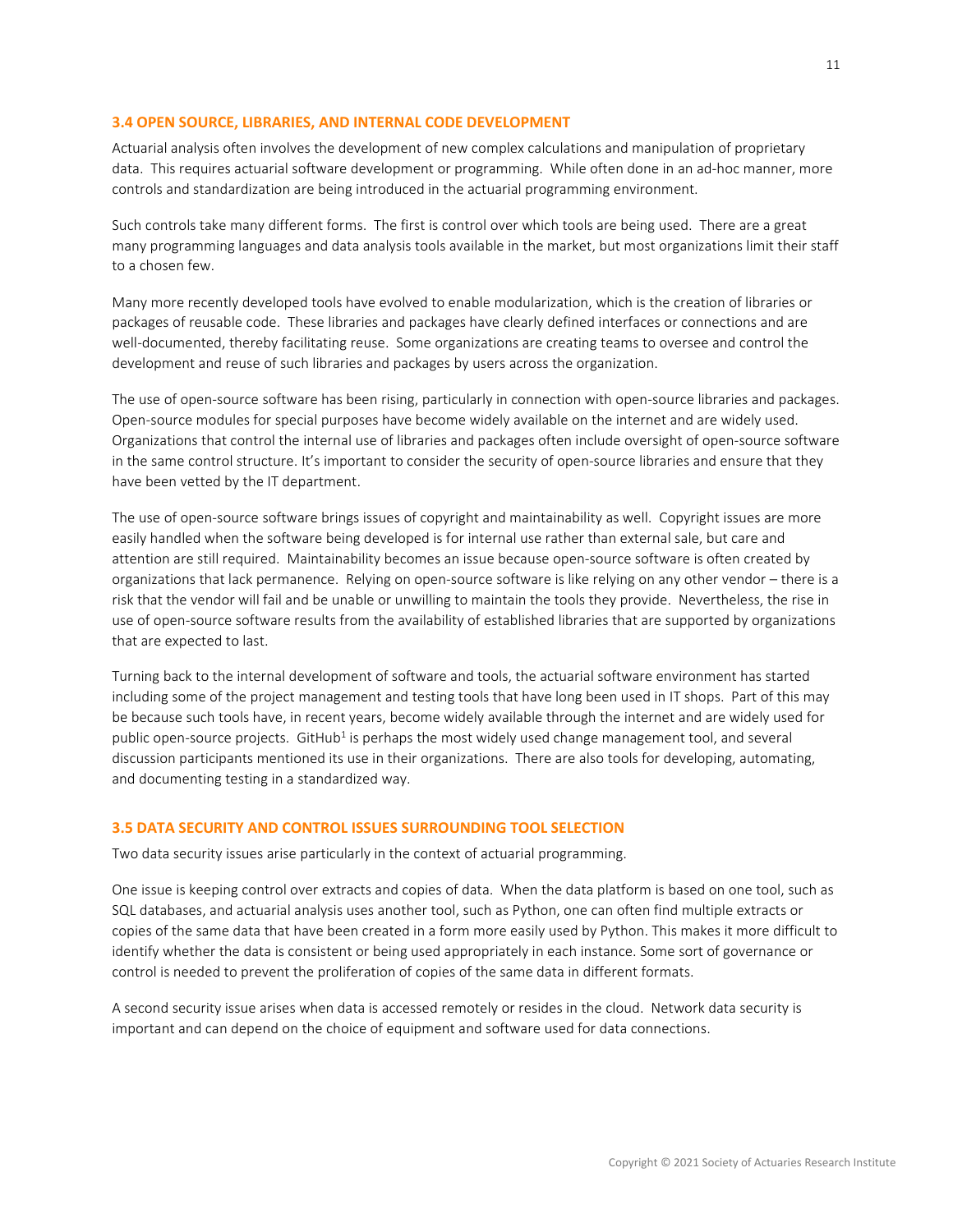### 3.4 OPEN SOURCE, LIBRARIES, AND INTERNAL CODE DEVELOPMENT

Actuarial analysis often involves the development of new complex calculations and manipulation of proprietary data. This requires actuarial software development or programming. While often done in an ad-hoc manner, more controls and standardization are being introduced in the actuarial programming environment.

Such controls take many different forms. The first is control over which tools are being used. There are a great many programming languages and data analysis tools available in the market, but most organizations limit their staff to a chosen few.

Many more recently developed tools have evolved to enable modularization, which is the creation of libraries or packages of reusable code. These libraries and packages have clearly defined interfaces or connections and are well-documented, thereby facilitating reuse. Some organizations are creating teams to oversee and control the development and reuse of such libraries and packages by users across the organization.

The use of open-source software has been rising, particularly in connection with open-source libraries and packages. Open-source modules for special purposes have become widely available on the internet and are widely used. Organizations that control the internal use of libraries and packages often include oversight of open-source software in the same control structure. It's important to consider the security of open-source libraries and ensure that they have been vetted by the IT department.

The use of open-source software brings issues of copyright and maintainability as well. Copyright issues are more easily handled when the software being developed is for internal use rather than external sale, but care and attention are still required. Maintainability becomes an issue because open-source software is often created by organizations that lack permanence. Relying on open-source software is like relying on any other vendor – there is a risk that the vendor will fail and be unable or unwilling to maintain the tools they provide. Nevertheless, the rise in use of open-source software results from the availability of established libraries that are supported by organizations that are expected to last.

Turning back to the internal development of software and tools, the actuarial software environment has started including some of the project management and testing tools that have long been used in IT shops. Part of this may be because such tools have, in recent years, become widely available through the internet and are widely used for public open-source projects. GitHub[1] is perhaps the most widely used change management tool, and several discussion participants mentioned its use in their organizations. There are also tools for developing, automating, and documenting testing in a standardized way.

### 3.5 DATA SECURITY AND CONTROL ISSUES SURROUNDING TOOL SELECTION

Two data security issues arise particularly in the context of actuarial programming.

One issue is keeping control over extracts and copies of data. When the data platform is based on one tool, such as SQL databases, and actuarial analysis uses another tool, such as Python, one can often find multiple extracts or copies of the same data that have been created in a form more easily used by Python. This makes it more difficult to identify whether the data is consistent or being used appropriately in each instance. Some sort of governance or control is needed to prevent the proliferation of copies of the same data in different formats.

A second security issue arises when data is accessed remotely or resides in the cloud. Network data security is important and can depend on the choice of equipment and software used for data connections.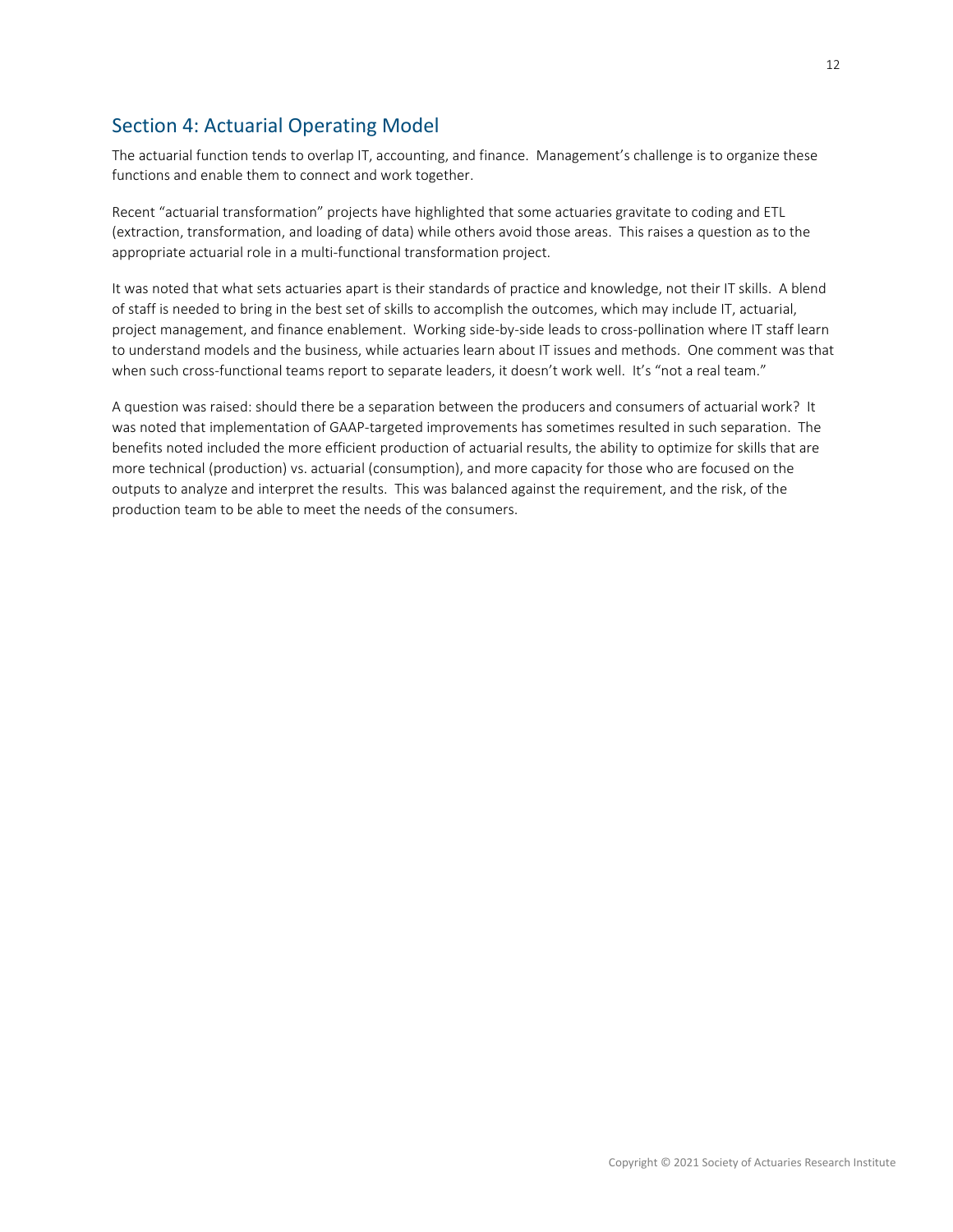## Section 4: Actuarial Operating Model

The actuarial function tends to overlap IT, accounting, and finance. Management's challenge is to organize these functions and enable them to connect and work together.

Recent "actuarial transformation" projects have highlighted that some actuaries gravitate to coding and ETL (extraction, transformation, and loading of data) while others avoid those areas. This raises a question as to the appropriate actuarial role in a multi-functional transformation project.

It was noted that what sets actuaries apart is their standards of practice and knowledge, not their IT skills. A blend of staff is needed to bring in the best set of skills to accomplish the outcomes, which may include IT, actuarial, project management, and finance enablement. Working side-by-side leads to cross-pollination where IT staff learn to understand models and the business, while actuaries learn about IT issues and methods. One comment was that when such cross-functional teams report to separate leaders, it doesn't work well. It's "not a real team."

A question was raised: should there be a separation between the producers and consumers of actuarial work? It was noted that implementation of GAAP-targeted improvements has sometimes resulted in such separation. The benefits noted included the more efficient production of actuarial results, the ability to optimize for skills that are more technical (production) vs. actuarial (consumption), and more capacity for those who are focused on the outputs to analyze and interpret the results. This was balanced against the requirement, and the risk, of the production team to be able to meet the needs of the consumers.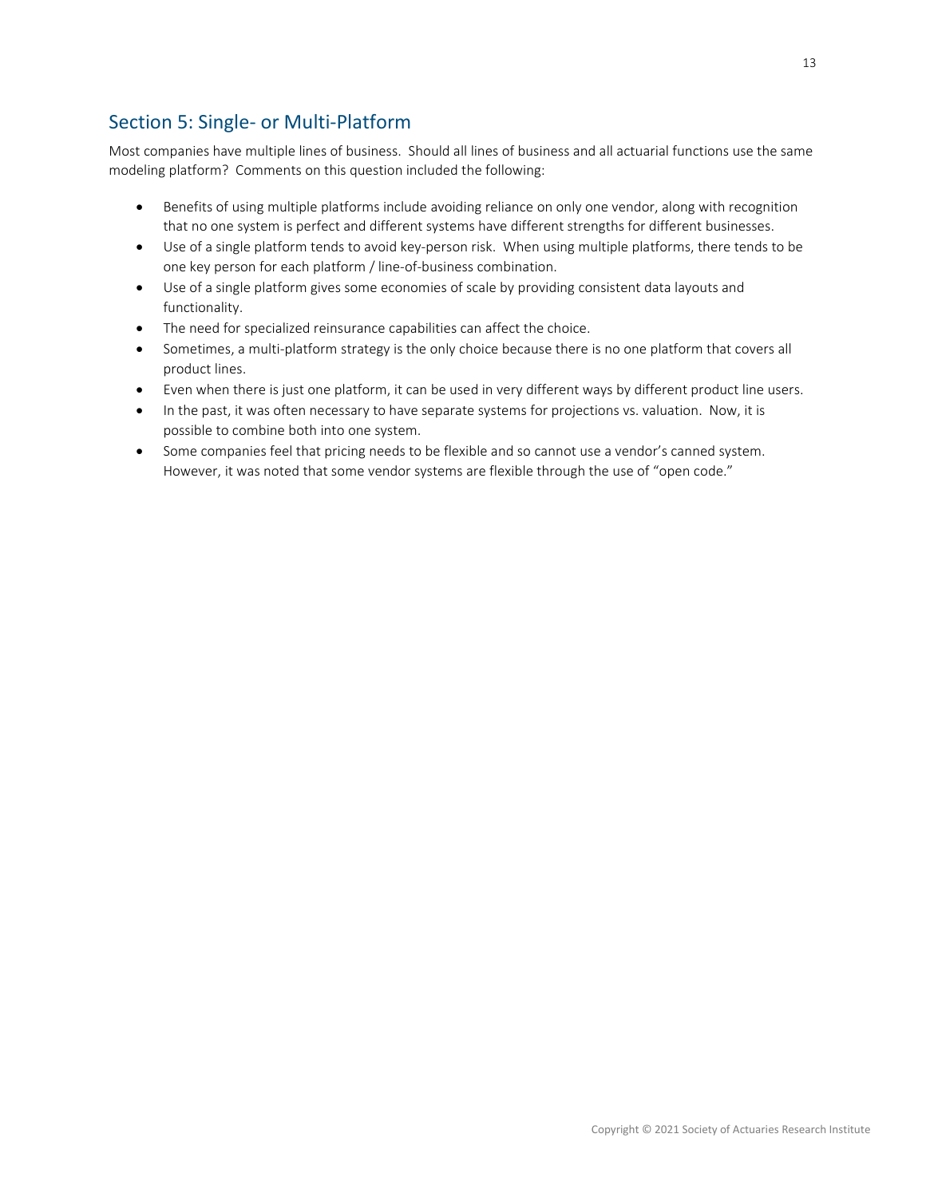## Section 5: Single- or Multi-Platform

Most companies have multiple lines of business. Should all lines of business and all actuarial functions use the same modeling platform? Comments on this question included the following:

- Benefits of using multiple platforms include avoiding reliance on only one vendor, along with recognition that no one system is perfect and different systems have different strengths for different businesses.
- Use of a single platform tends to avoid key-person risk. When using multiple platforms, there tends to be one key person for each platform / line-of-business combination.
- Use of a single platform gives some economies of scale by providing consistent data layouts and functionality.
- The need for specialized reinsurance capabilities can affect the choice.
- Sometimes, a multi-platform strategy is the only choice because there is no one platform that covers all product lines.
- Even when there is just one platform, it can be used in very different ways by different product line users.
- In the past, it was often necessary to have separate systems for projections vs. valuation. Now, it is possible to combine both into one system.
- Some companies feel that pricing needs to be flexible and so cannot use a vendor's canned system. However, it was noted that some vendor systems are flexible through the use of "open code."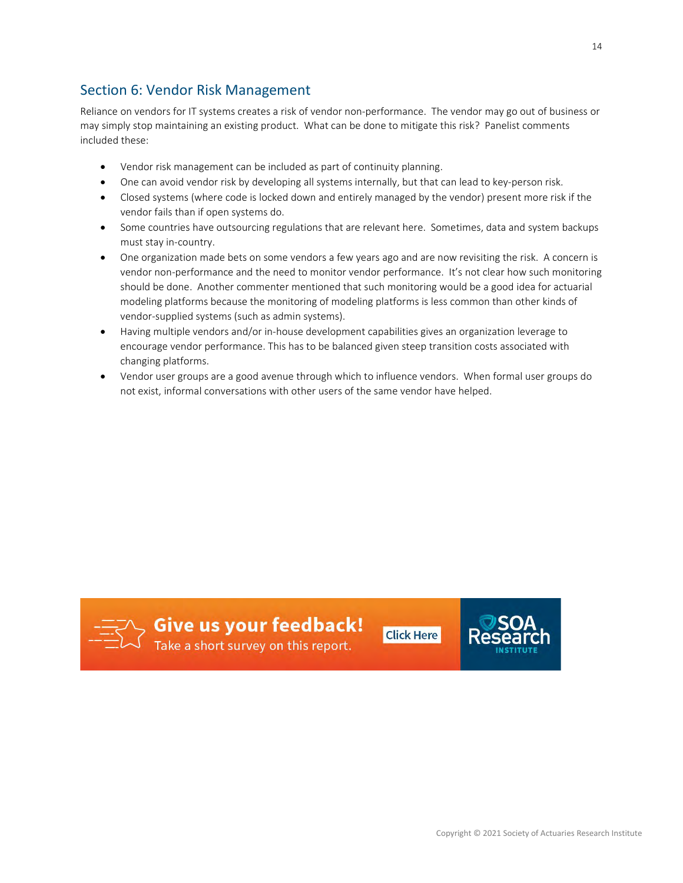## Section 6: Vendor Risk Management

Reliance on vendors for IT systems creates a risk of vendor non-performance. The vendor may go out of business or may simply stop maintaining an existing product. What can be done to mitigate this risk? Panelist comments included these:

- Vendor risk management can be included as part of continuity planning.
- One can avoid vendor risk by developing all systems internally, but that can lead to key-person risk.
- Closed systems (where code is locked down and entirely managed by the vendor) present more risk if the vendor fails than if open systems do.
- Some countries have outsourcing regulations that are relevant here. Sometimes, data and system backups must stay in-country.
- One organization made bets on some vendors a few years ago and are now revisiting the risk. A concern is vendor non-performance and the need to monitor vendor performance. It's not clear how such monitoring should be done. Another commenter mentioned that such monitoring would be a good idea for actuarial modeling platforms because the monitoring of modeling platforms is less common than other kinds of vendor-supplied systems (such as admin systems).
- Having multiple vendors and/or in-house development capabilities gives an organization leverage to encourage vendor performance. This has to be balanced given steep transition costs associated with changing platforms.
- Vendor user groups are a good avenue through which to influence vendors. When formal user groups do not exist, informal conversations with other users of the same vendor have helped.

**Give us your feedback!** Take a short survey on this report. Click Here

SOA Research INSTITUTE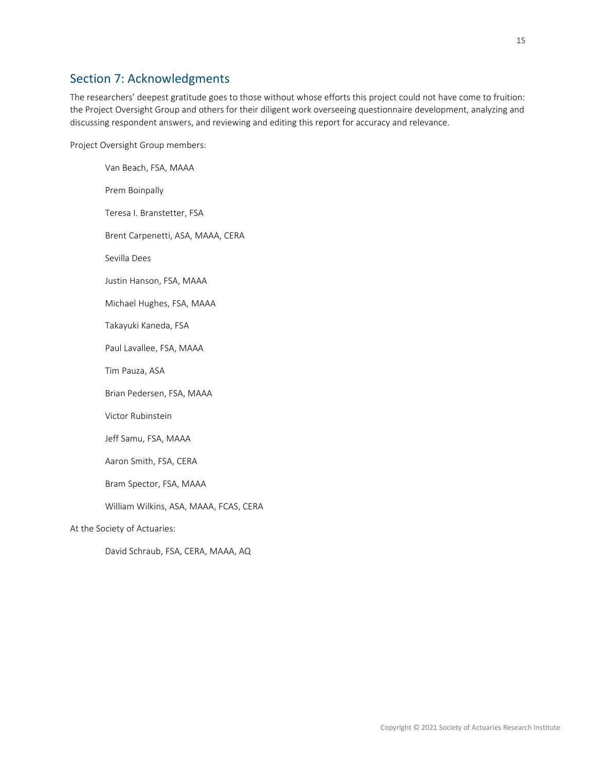## Section 7: Acknowledgments

The researchers' deepest gratitude goes to those without whose efforts this project could not have come to fruition: the Project Oversight Group and others for their diligent work overseeing questionnaire development, analyzing and discussing respondent answers, and reviewing and editing this report for accuracy and relevance.

Project Oversight Group members:

Van Beach, FSA, MAAA

Prem Boinpally

Teresa I. Branstetter, FSA

Brent Carpenetti, ASA, MAAA, CERA

Sevilla Dees

Justin Hanson, FSA, MAAA

Michael Hughes, FSA, MAAA

Takayuki Kaneda, FSA

Paul Lavallee, FSA, MAAA

Tim Pauza, ASA

Brian Pedersen, FSA, MAAA

Victor Rubinstein

Jeff Samu, FSA, MAAA

Aaron Smith, FSA, CERA

Bram Spector, FSA, MAAA

William Wilkins, ASA, MAAA, FCAS, CERA

At the Society of Actuaries:

David Schraub, FSA, CERA, MAAA, AQ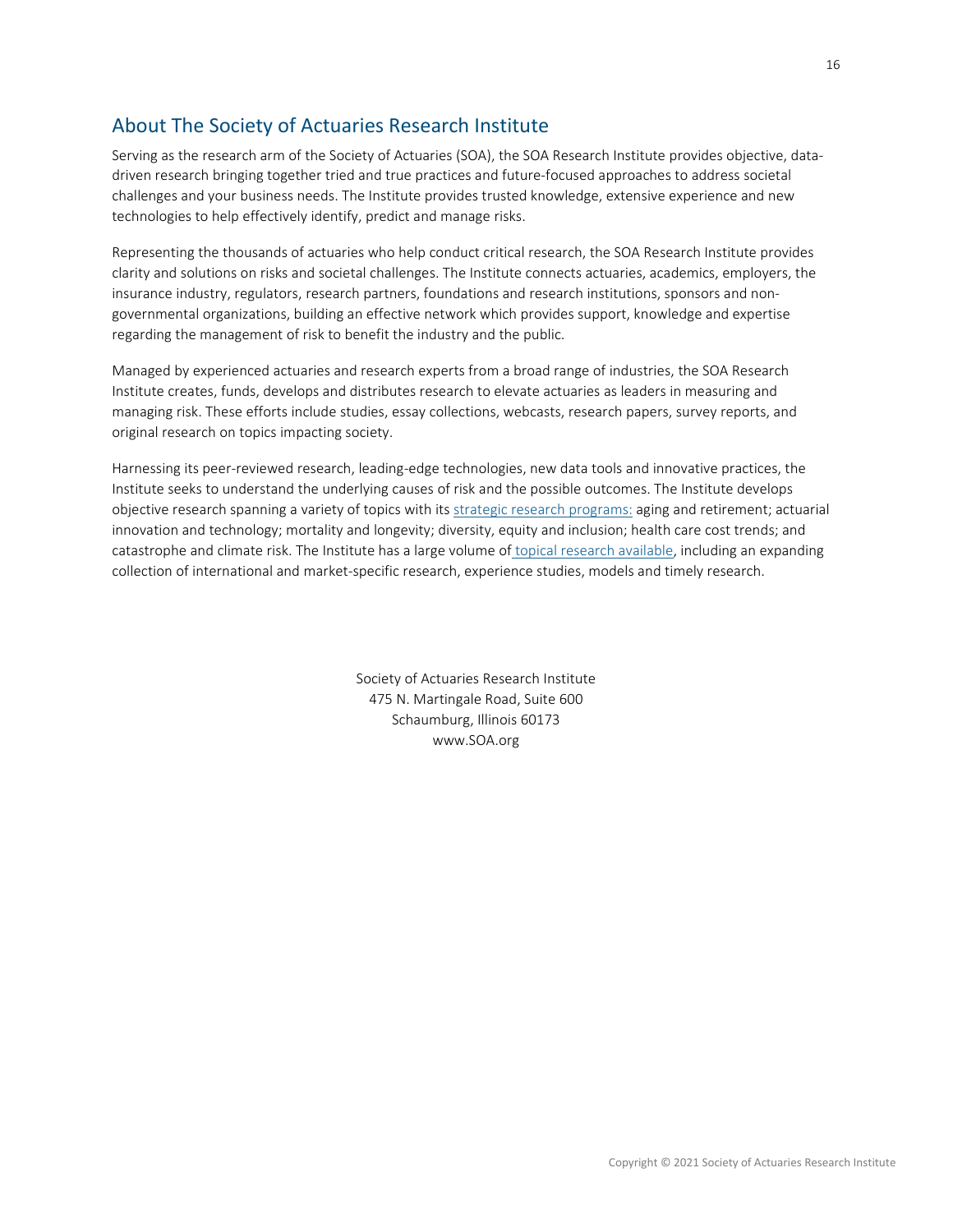## About The Society of Actuaries Research Institute

Serving as the research arm of the Society of Actuaries (SOA), the SOA Research Institute provides objective, data-driven research bringing together tried and true practices and future-focused approaches to address societal challenges and your business needs. The Institute provides trusted knowledge, extensive experience and new technologies to help effectively identify, predict and manage risks.

Representing the thousands of actuaries who help conduct critical research, the SOA Research Institute provides clarity and solutions on risks and societal challenges. The Institute connects actuaries, academics, employers, the insurance industry, regulators, research partners, foundations and research institutions, sponsors and non-governmental organizations, building an effective network which provides support, knowledge and expertise regarding the management of risk to benefit the industry and the public.

Managed by experienced actuaries and research experts from a broad range of industries, the SOA Research Institute creates, funds, develops and distributes research to elevate actuaries as leaders in measuring and managing risk. These efforts include studies, essay collections, webcasts, research papers, survey reports, and original research on topics impacting society.

Harnessing its peer-reviewed research, leading-edge technologies, new data tools and innovative practices, the Institute seeks to understand the underlying causes of risk and the possible outcomes. The Institute develops objective research spanning a variety of topics with its strategic research programs: aging and retirement; actuarial innovation and technology; mortality and longevity; diversity, equity and inclusion; health care cost trends; and catastrophe and climate risk. The Institute has a large volume of topical research available, including an expanding collection of international and market-specific research, experience studies, models and timely research.

Society of Actuaries Research Institute  
475 N. Martingale Road, Suite 600  
Schaumburg, Illinois 60173  
www.SOA.org